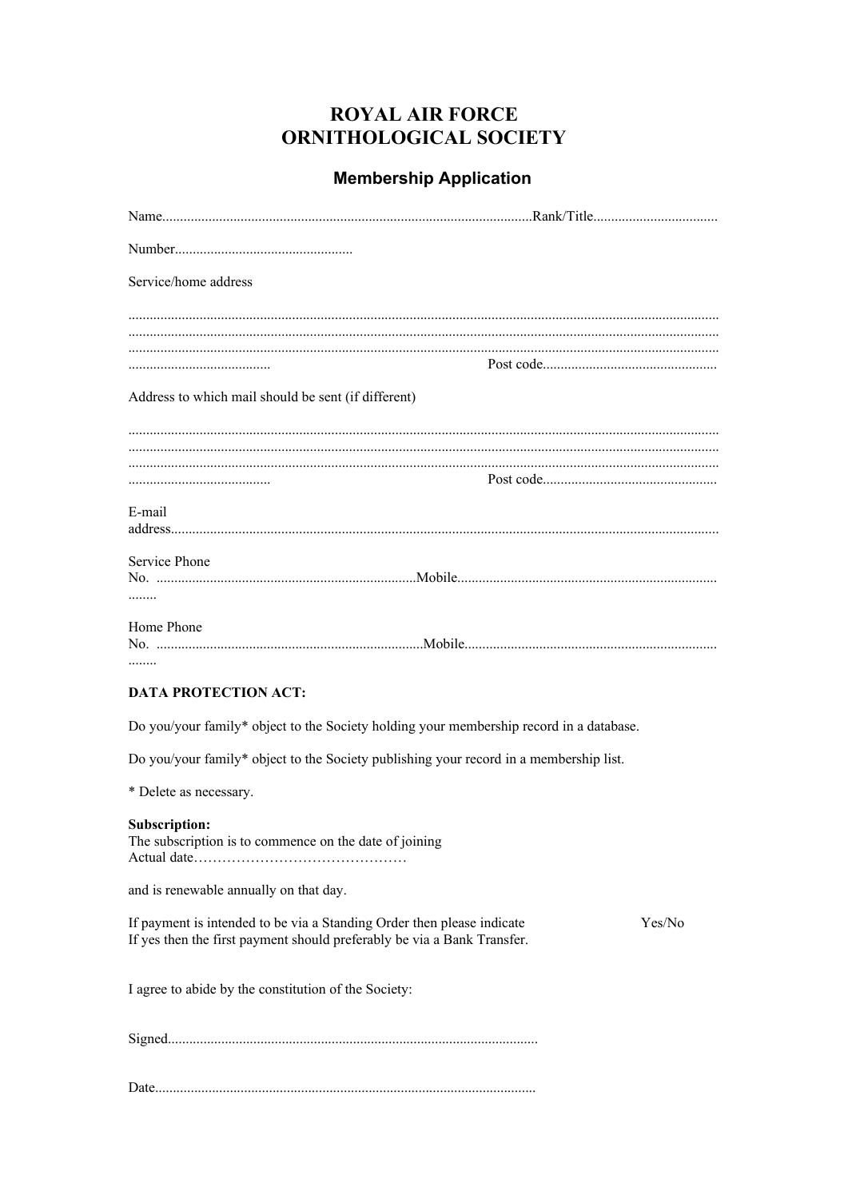# ROYAL AIR FORCE
# ORNITHOLOGICAL SOCIETY

## Membership Application

Name........................................................................................................Rank/Title...................................

Number..................................................

Service/home address

...................................................................................................................................................................
...................................................................................................................................................................
...................................................................................................................................................................
........................................ Post code.................................................

Address to which mail should be sent (if different)

...................................................................................................................................................................
...................................................................................................................................................................
...................................................................................................................................................................
........................................ Post code.................................................

E-mail
address.........................................................................................................................................................

Service Phone
No. .........................................................................Mobile.........................................................................
........

Home Phone
No. ...........................................................................Mobile.......................................................................
........

**DATA PROTECTION ACT:**

Do you/your family* object to the Society holding your membership record in a database.

Do you/your family* object to the Society publishing your record in a membership list.

* Delete as necessary.

**Subscription:**
The subscription is to commence on the date of joining
Actual date………………………………………

and is renewable annually on that day.

If payment is intended to be via a Standing Order then please indicate Yes/No
If yes then the first payment should preferably be via a Bank Transfer.

I agree to abide by the constitution of the Society:

Signed.......................................................................................................

Date..........................................................................................................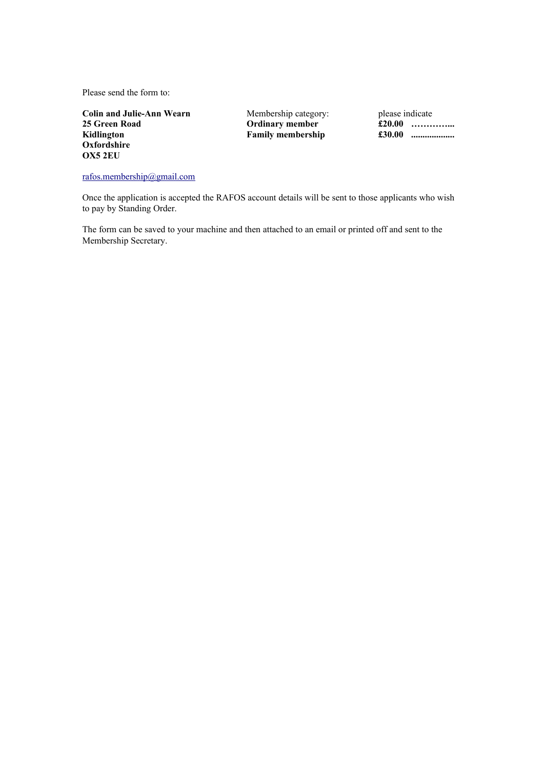Please send the form to:

| | | |
|---|---|---|
| **Colin and Julie-Ann Wearn** | Membership category: | please indicate |
| **25 Green Road** | **Ordinary member** | **£20.00 …………...** |
| **Kidlington** | **Family membership** | **£30.00 ..................** |
| **Oxfordshire** | | |
| **OX5 2EU** | | |

rafos.membership@gmail.com

Once the application is accepted the RAFOS account details will be sent to those applicants who wish to pay by Standing Order.

The form can be saved to your machine and then attached to an email or printed off and sent to the Membership Secretary.